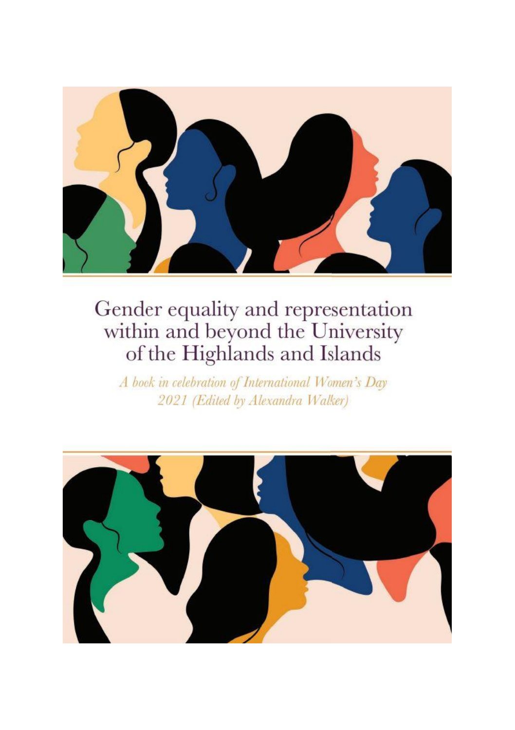# Gender equality and representation within and beyond the University of the Highlands and Islands

*A book in celebration of International Women's Day 2021 (Edited by Alexandra Walker)*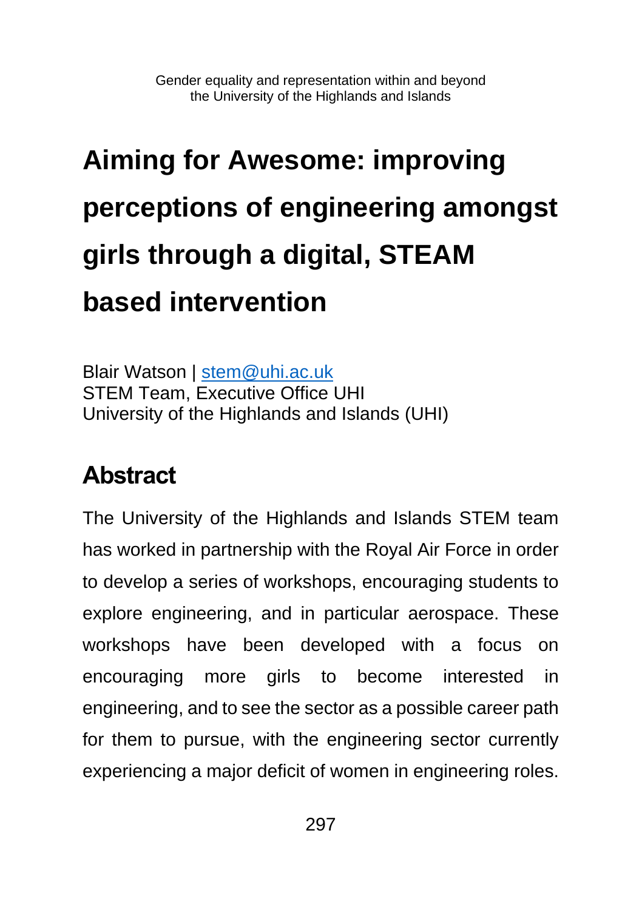# Aiming for Awesome: improving perceptions of engineering amongst girls through a digital, STEAM based intervention

Blair Watson | stem@uhi.ac.uk
STEM Team, Executive Office UHI
University of the Highlands and Islands (UHI)

## Abstract

The University of the Highlands and Islands STEM team has worked in partnership with the Royal Air Force in order to develop a series of workshops, encouraging students to explore engineering, and in particular aerospace. These workshops have been developed with a focus on encouraging more girls to become interested in engineering, and to see the sector as a possible career path for them to pursue, with the engineering sector currently experiencing a major deficit of women in engineering roles.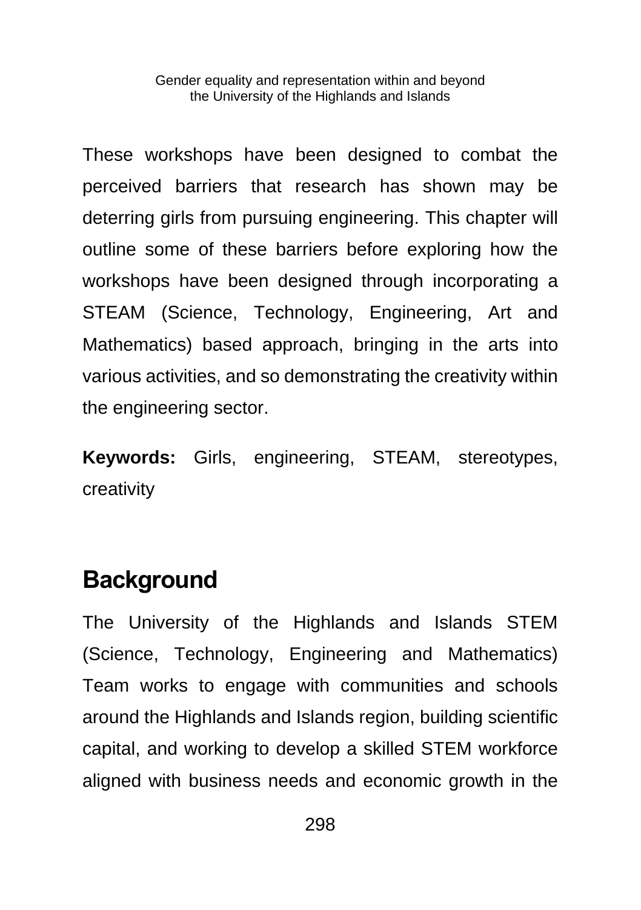These workshops have been designed to combat the perceived barriers that research has shown may be deterring girls from pursuing engineering. This chapter will outline some of these barriers before exploring how the workshops have been designed through incorporating a STEAM (Science, Technology, Engineering, Art and Mathematics) based approach, bringing in the arts into various activities, and so demonstrating the creativity within the engineering sector.

**Keywords:** Girls, engineering, STEAM, stereotypes, creativity

## Background

The University of the Highlands and Islands STEM (Science, Technology, Engineering and Mathematics) Team works to engage with communities and schools around the Highlands and Islands region, building scientific capital, and working to develop a skilled STEM workforce aligned with business needs and economic growth in the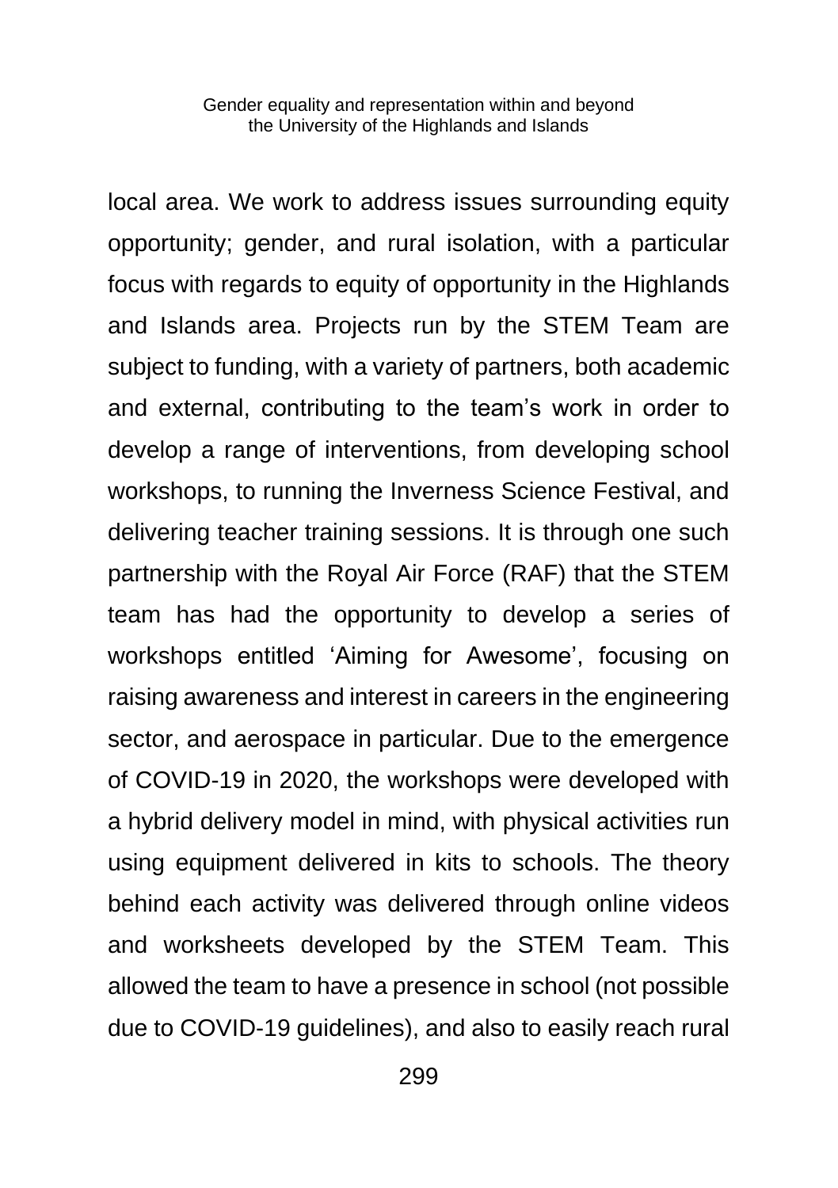local area. We work to address issues surrounding equity opportunity; gender, and rural isolation, with a particular focus with regards to equity of opportunity in the Highlands and Islands area. Projects run by the STEM Team are subject to funding, with a variety of partners, both academic and external, contributing to the team's work in order to develop a range of interventions, from developing school workshops, to running the Inverness Science Festival, and delivering teacher training sessions. It is through one such partnership with the Royal Air Force (RAF) that the STEM team has had the opportunity to develop a series of workshops entitled 'Aiming for Awesome', focusing on raising awareness and interest in careers in the engineering sector, and aerospace in particular. Due to the emergence of COVID-19 in 2020, the workshops were developed with a hybrid delivery model in mind, with physical activities run using equipment delivered in kits to schools. The theory behind each activity was delivered through online videos and worksheets developed by the STEM Team. This allowed the team to have a presence in school (not possible due to COVID-19 guidelines), and also to easily reach rural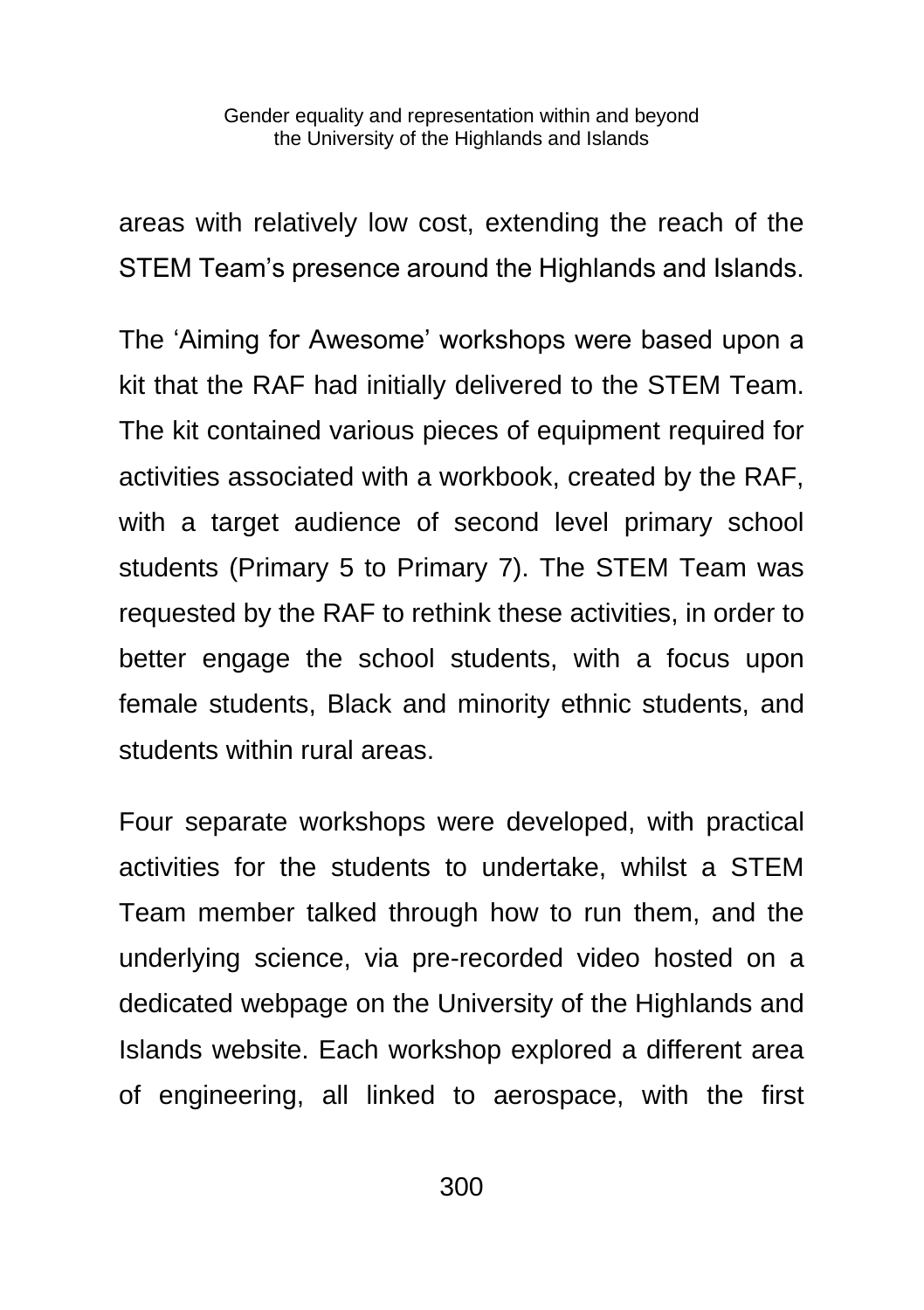areas with relatively low cost, extending the reach of the STEM Team's presence around the Highlands and Islands.

The 'Aiming for Awesome' workshops were based upon a kit that the RAF had initially delivered to the STEM Team. The kit contained various pieces of equipment required for activities associated with a workbook, created by the RAF, with a target audience of second level primary school students (Primary 5 to Primary 7). The STEM Team was requested by the RAF to rethink these activities, in order to better engage the school students, with a focus upon female students, Black and minority ethnic students, and students within rural areas.

Four separate workshops were developed, with practical activities for the students to undertake, whilst a STEM Team member talked through how to run them, and the underlying science, via pre-recorded video hosted on a dedicated webpage on the University of the Highlands and Islands website. Each workshop explored a different area of engineering, all linked to aerospace, with the first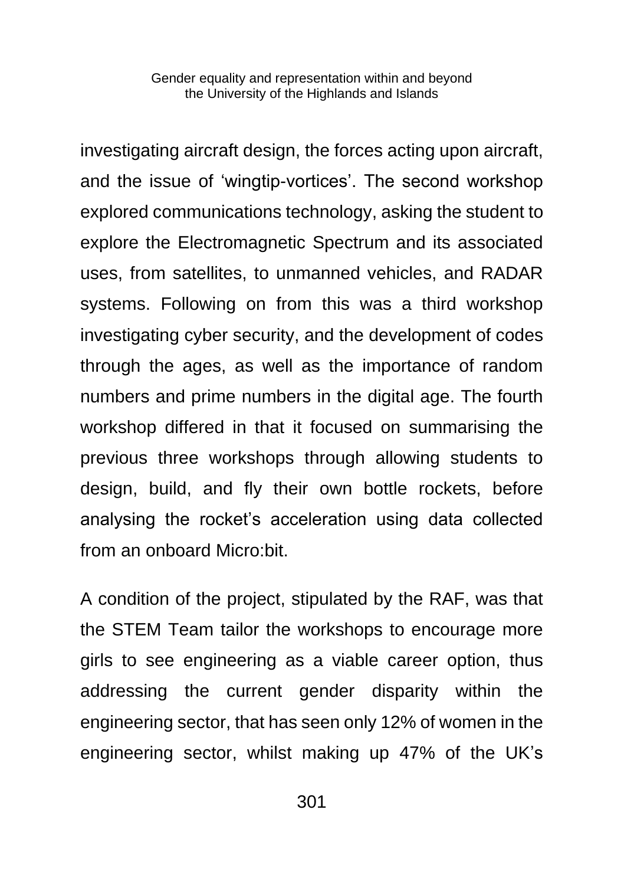investigating aircraft design, the forces acting upon aircraft, and the issue of 'wingtip-vortices'. The second workshop explored communications technology, asking the student to explore the Electromagnetic Spectrum and its associated uses, from satellites, to unmanned vehicles, and RADAR systems. Following on from this was a third workshop investigating cyber security, and the development of codes through the ages, as well as the importance of random numbers and prime numbers in the digital age. The fourth workshop differed in that it focused on summarising the previous three workshops through allowing students to design, build, and fly their own bottle rockets, before analysing the rocket's acceleration using data collected from an onboard Micro:bit.

A condition of the project, stipulated by the RAF, was that the STEM Team tailor the workshops to encourage more girls to see engineering as a viable career option, thus addressing the current gender disparity within the engineering sector, that has seen only 12% of women in the engineering sector, whilst making up 47% of the UK's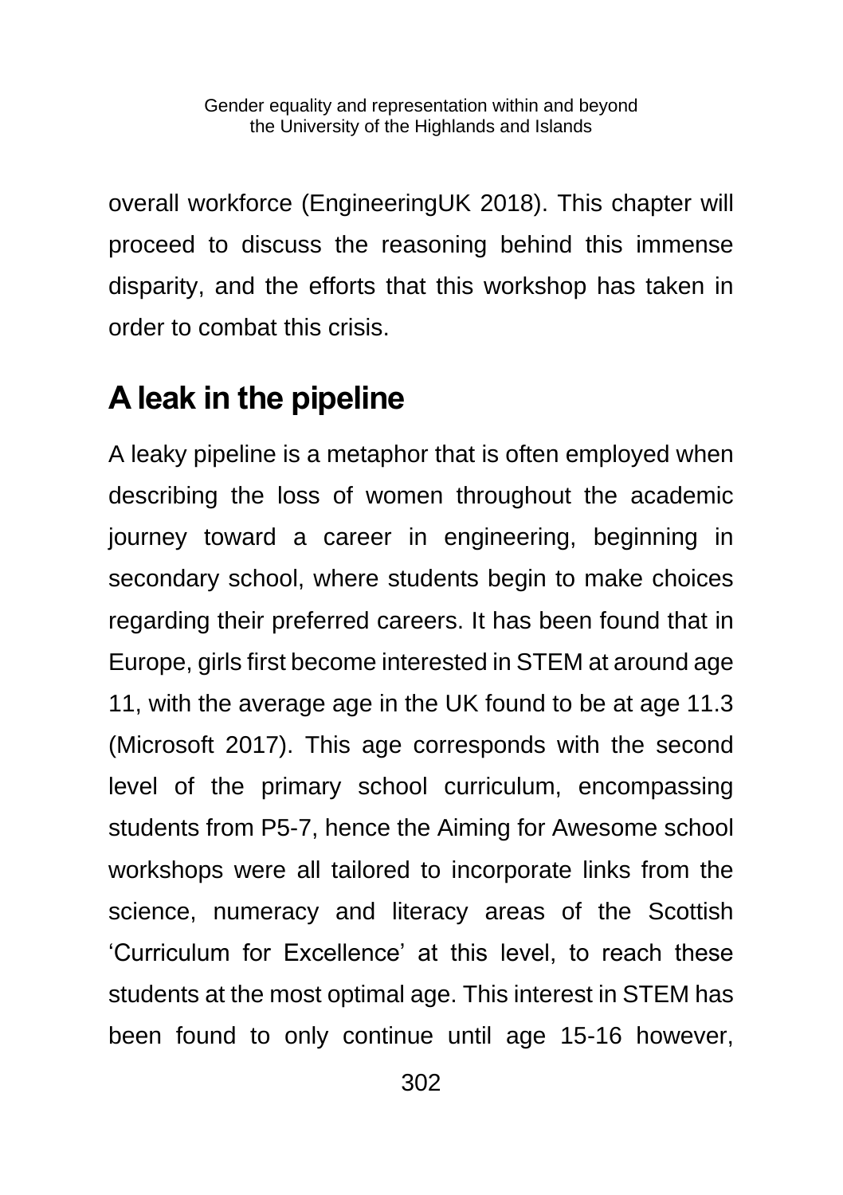overall workforce (EngineeringUK 2018). This chapter will proceed to discuss the reasoning behind this immense disparity, and the efforts that this workshop has taken in order to combat this crisis.

## A leak in the pipeline

A leaky pipeline is a metaphor that is often employed when describing the loss of women throughout the academic journey toward a career in engineering, beginning in secondary school, where students begin to make choices regarding their preferred careers. It has been found that in Europe, girls first become interested in STEM at around age 11, with the average age in the UK found to be at age 11.3 (Microsoft 2017). This age corresponds with the second level of the primary school curriculum, encompassing students from P5-7, hence the Aiming for Awesome school workshops were all tailored to incorporate links from the science, numeracy and literacy areas of the Scottish 'Curriculum for Excellence' at this level, to reach these students at the most optimal age. This interest in STEM has been found to only continue until age 15-16 however,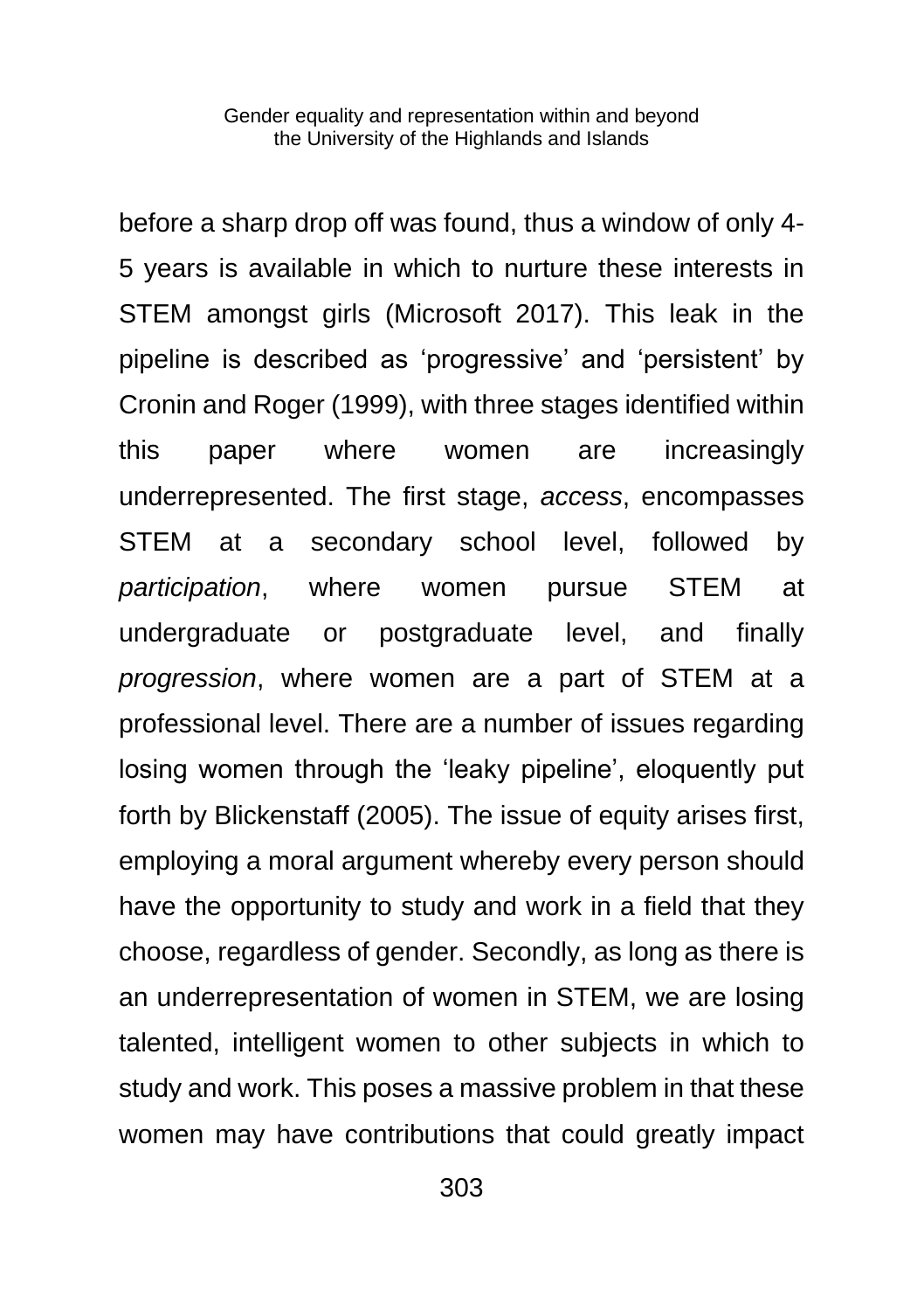before a sharp drop off was found, thus a window of only 4-5 years is available in which to nurture these interests in STEM amongst girls (Microsoft 2017). This leak in the pipeline is described as 'progressive' and 'persistent' by Cronin and Roger (1999), with three stages identified within this paper where women are increasingly underrepresented. The first stage, *access*, encompasses STEM at a secondary school level, followed by *participation*, where women pursue STEM at undergraduate or postgraduate level, and finally *progression*, where women are a part of STEM at a professional level. There are a number of issues regarding losing women through the 'leaky pipeline', eloquently put forth by Blickenstaff (2005). The issue of equity arises first, employing a moral argument whereby every person should have the opportunity to study and work in a field that they choose, regardless of gender. Secondly, as long as there is an underrepresentation of women in STEM, we are losing talented, intelligent women to other subjects in which to study and work. This poses a massive problem in that these women may have contributions that could greatly impact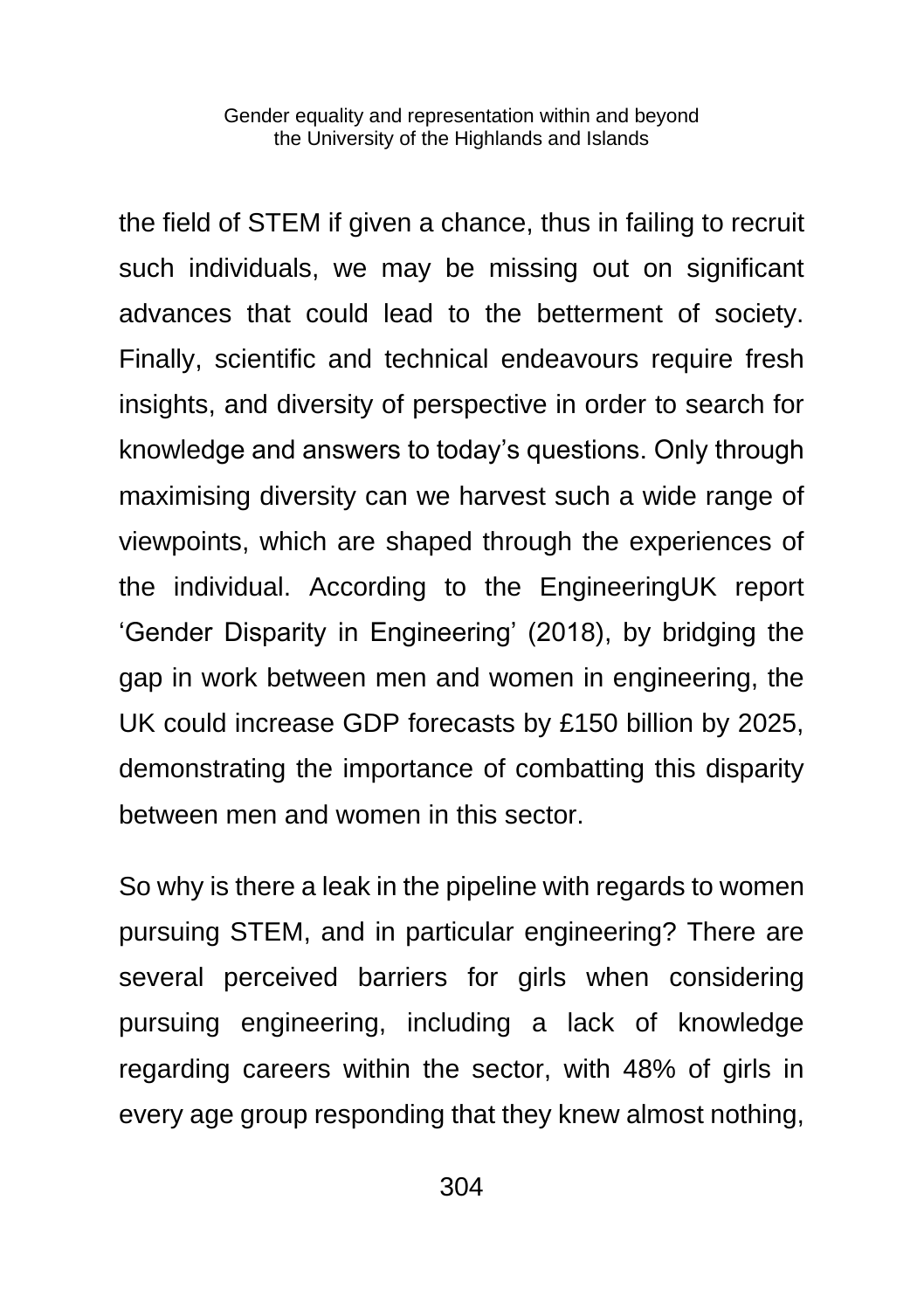the field of STEM if given a chance, thus in failing to recruit such individuals, we may be missing out on significant advances that could lead to the betterment of society. Finally, scientific and technical endeavours require fresh insights, and diversity of perspective in order to search for knowledge and answers to today's questions. Only through maximising diversity can we harvest such a wide range of viewpoints, which are shaped through the experiences of the individual. According to the EngineeringUK report 'Gender Disparity in Engineering' (2018), by bridging the gap in work between men and women in engineering, the UK could increase GDP forecasts by £150 billion by 2025, demonstrating the importance of combatting this disparity between men and women in this sector.

So why is there a leak in the pipeline with regards to women pursuing STEM, and in particular engineering? There are several perceived barriers for girls when considering pursuing engineering, including a lack of knowledge regarding careers within the sector, with 48% of girls in every age group responding that they knew almost nothing,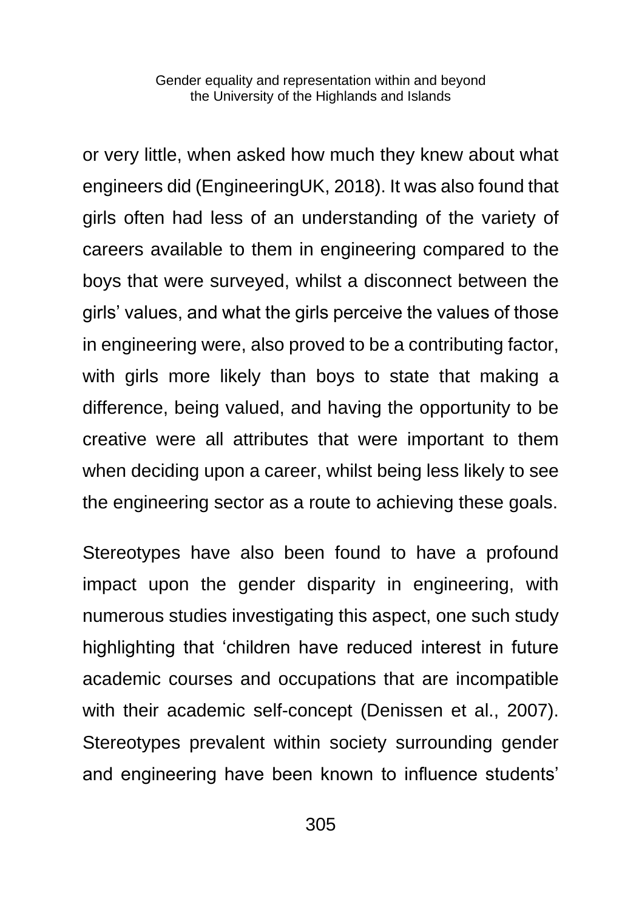or very little, when asked how much they knew about what engineers did (EngineeringUK, 2018). It was also found that girls often had less of an understanding of the variety of careers available to them in engineering compared to the boys that were surveyed, whilst a disconnect between the girls' values, and what the girls perceive the values of those in engineering were, also proved to be a contributing factor, with girls more likely than boys to state that making a difference, being valued, and having the opportunity to be creative were all attributes that were important to them when deciding upon a career, whilst being less likely to see the engineering sector as a route to achieving these goals.

Stereotypes have also been found to have a profound impact upon the gender disparity in engineering, with numerous studies investigating this aspect, one such study highlighting that 'children have reduced interest in future academic courses and occupations that are incompatible with their academic self-concept (Denissen et al., 2007). Stereotypes prevalent within society surrounding gender and engineering have been known to influence students'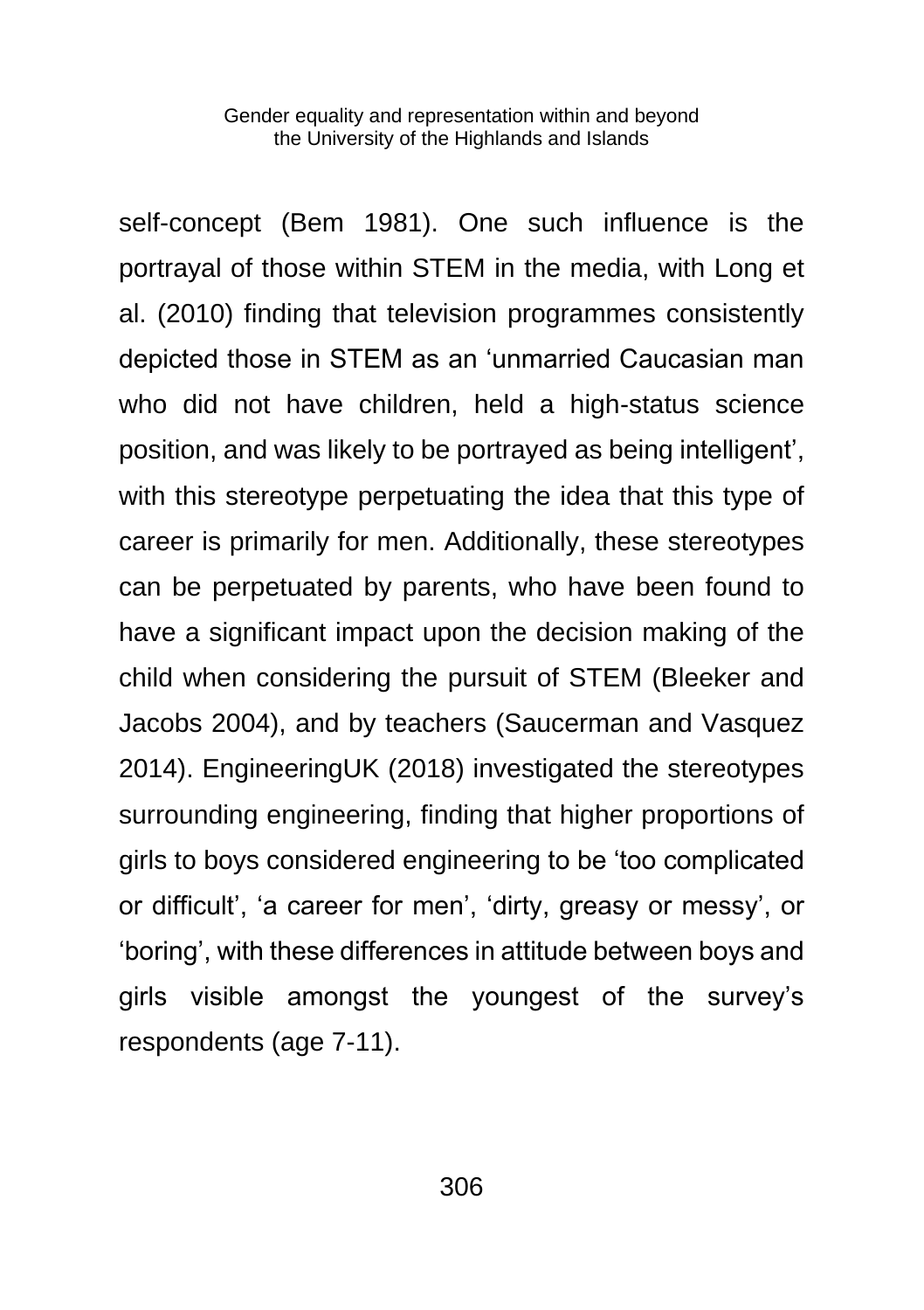self-concept (Bem 1981). One such influence is the portrayal of those within STEM in the media, with Long et al. (2010) finding that television programmes consistently depicted those in STEM as an 'unmarried Caucasian man who did not have children, held a high-status science position, and was likely to be portrayed as being intelligent', with this stereotype perpetuating the idea that this type of career is primarily for men. Additionally, these stereotypes can be perpetuated by parents, who have been found to have a significant impact upon the decision making of the child when considering the pursuit of STEM (Bleeker and Jacobs 2004), and by teachers (Saucerman and Vasquez 2014). EngineeringUK (2018) investigated the stereotypes surrounding engineering, finding that higher proportions of girls to boys considered engineering to be 'too complicated or difficult', 'a career for men', 'dirty, greasy or messy', or 'boring', with these differences in attitude between boys and girls visible amongst the youngest of the survey's respondents (age 7-11).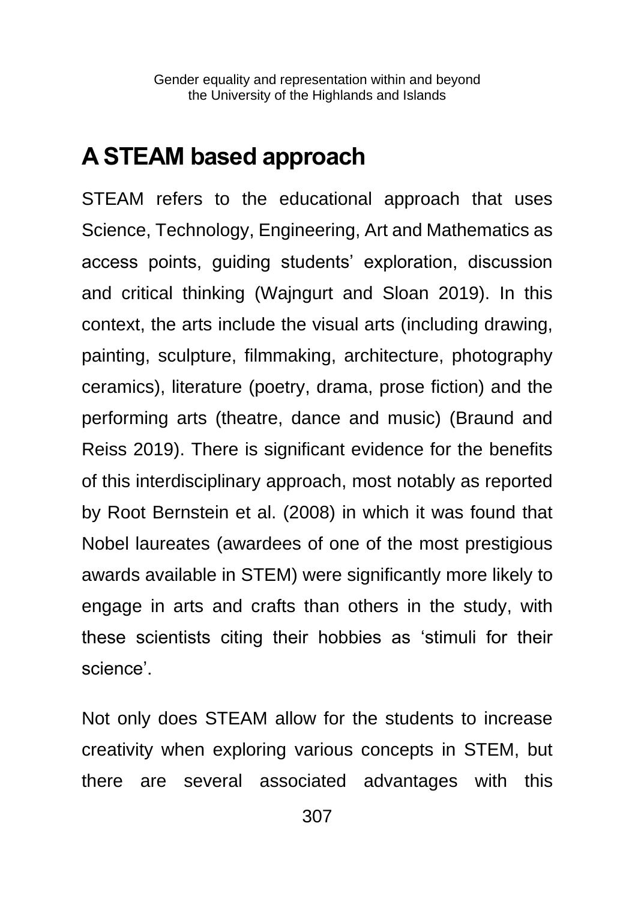## A STEAM based approach

STEAM refers to the educational approach that uses Science, Technology, Engineering, Art and Mathematics as access points, guiding students' exploration, discussion and critical thinking (Wajngurt and Sloan 2019). In this context, the arts include the visual arts (including drawing, painting, sculpture, filmmaking, architecture, photography ceramics), literature (poetry, drama, prose fiction) and the performing arts (theatre, dance and music) (Braund and Reiss 2019). There is significant evidence for the benefits of this interdisciplinary approach, most notably as reported by Root Bernstein et al. (2008) in which it was found that Nobel laureates (awardees of one of the most prestigious awards available in STEM) were significantly more likely to engage in arts and crafts than others in the study, with these scientists citing their hobbies as 'stimuli for their science'.

Not only does STEAM allow for the students to increase creativity when exploring various concepts in STEM, but there are several associated advantages with this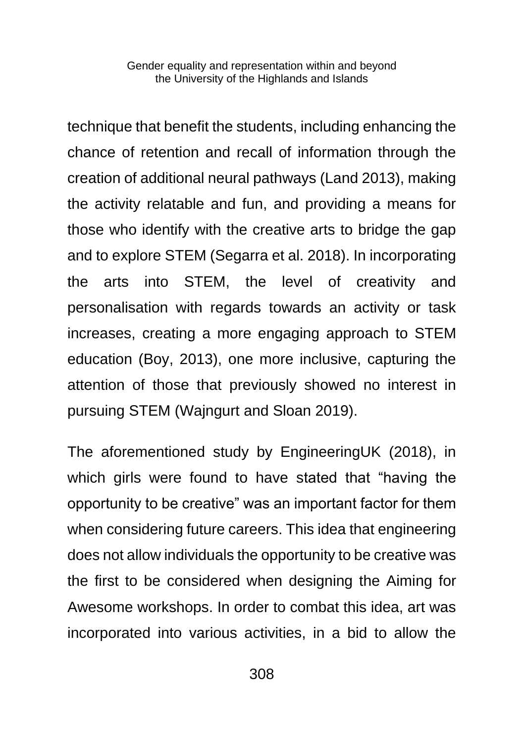technique that benefit the students, including enhancing the chance of retention and recall of information through the creation of additional neural pathways (Land 2013), making the activity relatable and fun, and providing a means for those who identify with the creative arts to bridge the gap and to explore STEM (Segarra et al. 2018). In incorporating the arts into STEM, the level of creativity and personalisation with regards towards an activity or task increases, creating a more engaging approach to STEM education (Boy, 2013), one more inclusive, capturing the attention of those that previously showed no interest in pursuing STEM (Wajngurt and Sloan 2019).

The aforementioned study by EngineeringUK (2018), in which girls were found to have stated that "having the opportunity to be creative" was an important factor for them when considering future careers. This idea that engineering does not allow individuals the opportunity to be creative was the first to be considered when designing the Aiming for Awesome workshops. In order to combat this idea, art was incorporated into various activities, in a bid to allow the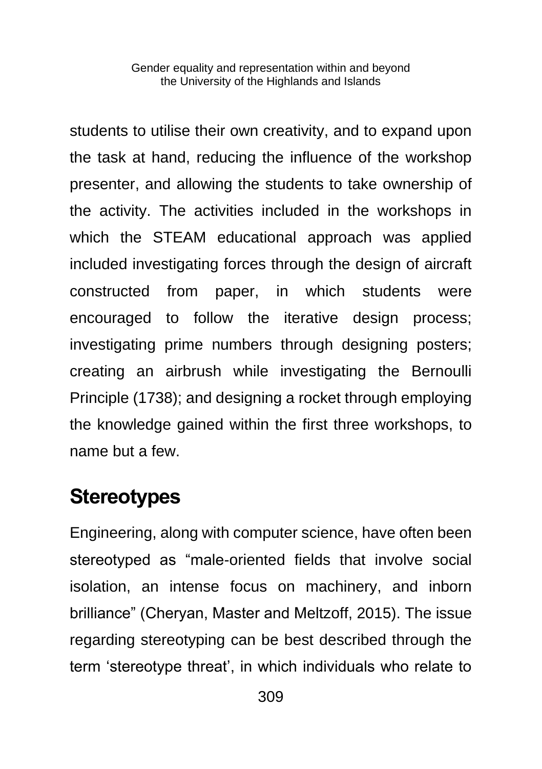students to utilise their own creativity, and to expand upon the task at hand, reducing the influence of the workshop presenter, and allowing the students to take ownership of the activity. The activities included in the workshops in which the STEAM educational approach was applied included investigating forces through the design of aircraft constructed from paper, in which students were encouraged to follow the iterative design process; investigating prime numbers through designing posters; creating an airbrush while investigating the Bernoulli Principle (1738); and designing a rocket through employing the knowledge gained within the first three workshops, to name but a few.

## Stereotypes

Engineering, along with computer science, have often been stereotyped as "male-oriented fields that involve social isolation, an intense focus on machinery, and inborn brilliance" (Cheryan, Master and Meltzoff, 2015). The issue regarding stereotyping can be best described through the term 'stereotype threat', in which individuals who relate to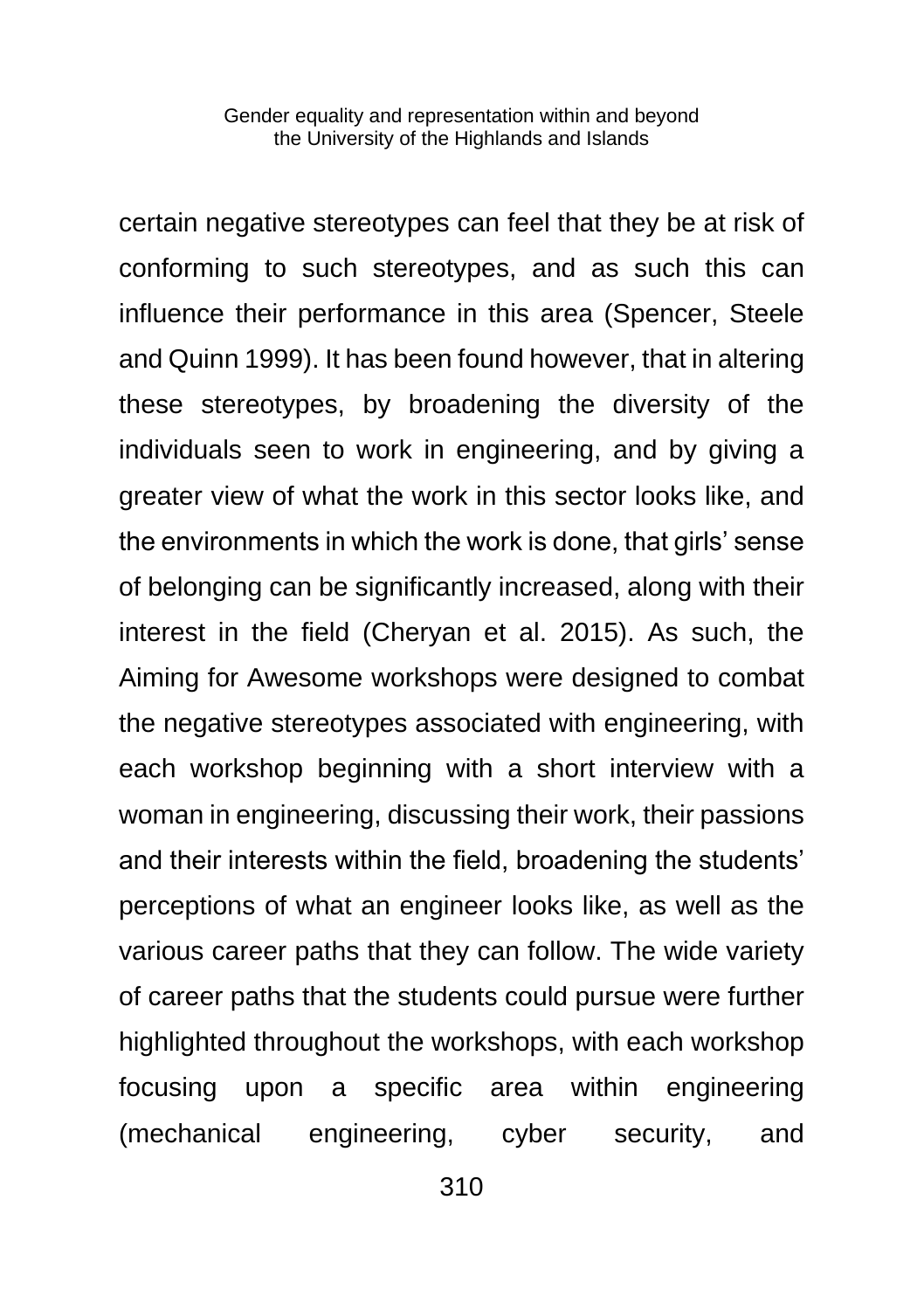certain negative stereotypes can feel that they be at risk of conforming to such stereotypes, and as such this can influence their performance in this area (Spencer, Steele and Quinn 1999). It has been found however, that in altering these stereotypes, by broadening the diversity of the individuals seen to work in engineering, and by giving a greater view of what the work in this sector looks like, and the environments in which the work is done, that girls' sense of belonging can be significantly increased, along with their interest in the field (Cheryan et al. 2015). As such, the Aiming for Awesome workshops were designed to combat the negative stereotypes associated with engineering, with each workshop beginning with a short interview with a woman in engineering, discussing their work, their passions and their interests within the field, broadening the students' perceptions of what an engineer looks like, as well as the various career paths that they can follow. The wide variety of career paths that the students could pursue were further highlighted throughout the workshops, with each workshop focusing upon a specific area within engineering (mechanical engineering, cyber security, and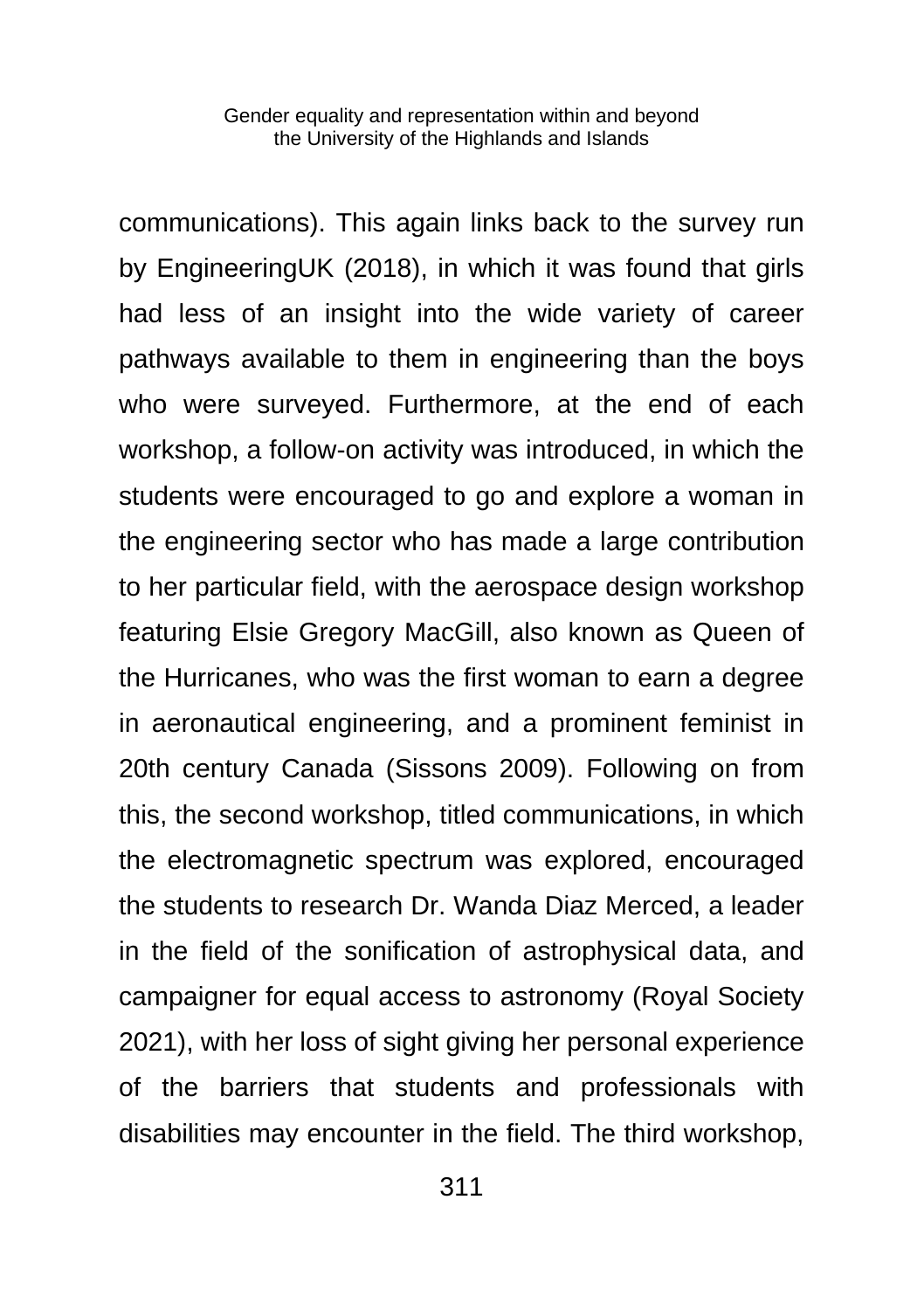communications). This again links back to the survey run by EngineeringUK (2018), in which it was found that girls had less of an insight into the wide variety of career pathways available to them in engineering than the boys who were surveyed. Furthermore, at the end of each workshop, a follow-on activity was introduced, in which the students were encouraged to go and explore a woman in the engineering sector who has made a large contribution to her particular field, with the aerospace design workshop featuring Elsie Gregory MacGill, also known as Queen of the Hurricanes, who was the first woman to earn a degree in aeronautical engineering, and a prominent feminist in 20th century Canada (Sissons 2009). Following on from this, the second workshop, titled communications, in which the electromagnetic spectrum was explored, encouraged the students to research Dr. Wanda Diaz Merced, a leader in the field of the sonification of astrophysical data, and campaigner for equal access to astronomy (Royal Society 2021), with her loss of sight giving her personal experience of the barriers that students and professionals with disabilities may encounter in the field. The third workshop,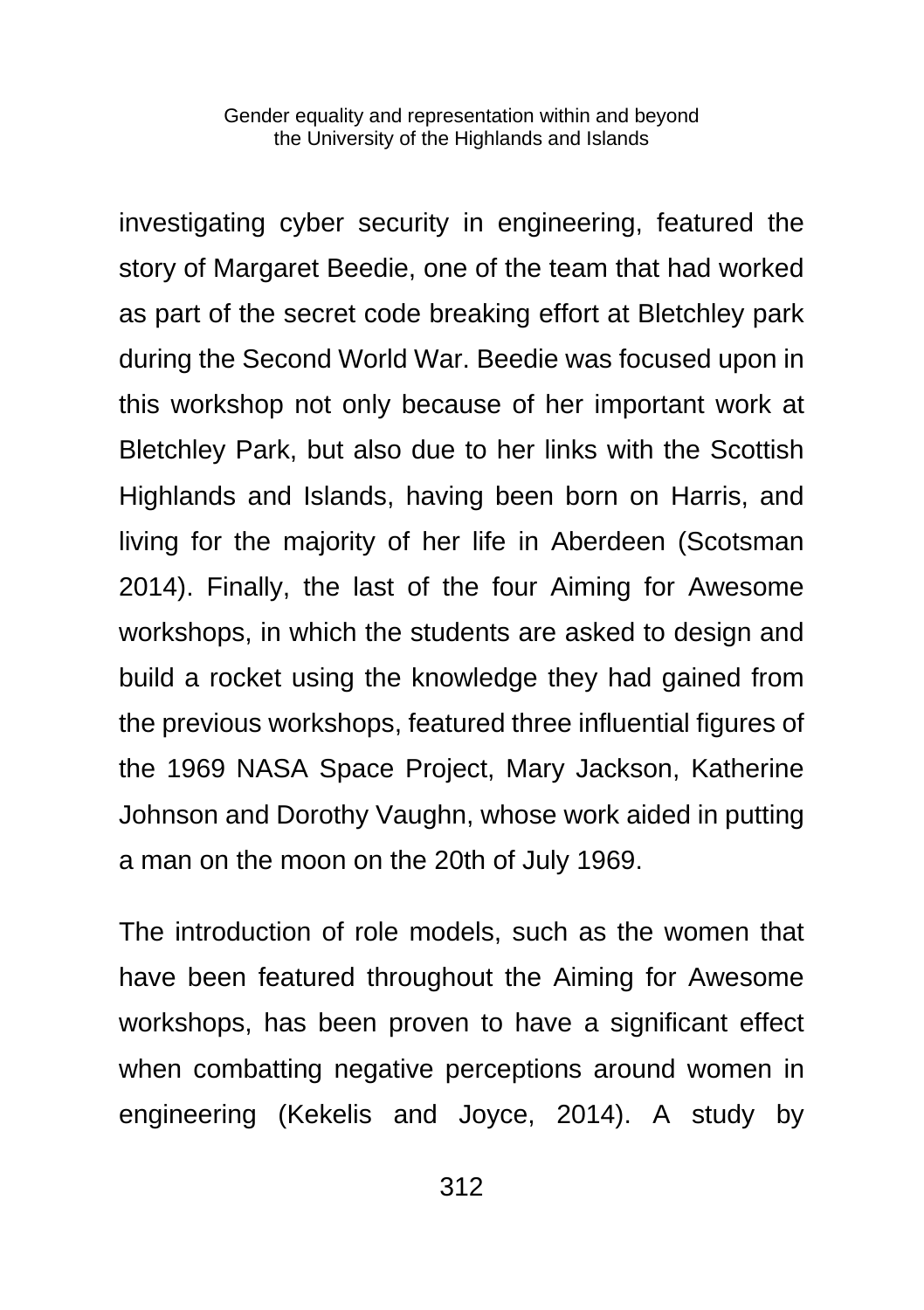investigating cyber security in engineering, featured the story of Margaret Beedie, one of the team that had worked as part of the secret code breaking effort at Bletchley park during the Second World War. Beedie was focused upon in this workshop not only because of her important work at Bletchley Park, but also due to her links with the Scottish Highlands and Islands, having been born on Harris, and living for the majority of her life in Aberdeen (Scotsman 2014). Finally, the last of the four Aiming for Awesome workshops, in which the students are asked to design and build a rocket using the knowledge they had gained from the previous workshops, featured three influential figures of the 1969 NASA Space Project, Mary Jackson, Katherine Johnson and Dorothy Vaughn, whose work aided in putting a man on the moon on the 20th of July 1969.

The introduction of role models, such as the women that have been featured throughout the Aiming for Awesome workshops, has been proven to have a significant effect when combatting negative perceptions around women in engineering (Kekelis and Joyce, 2014). A study by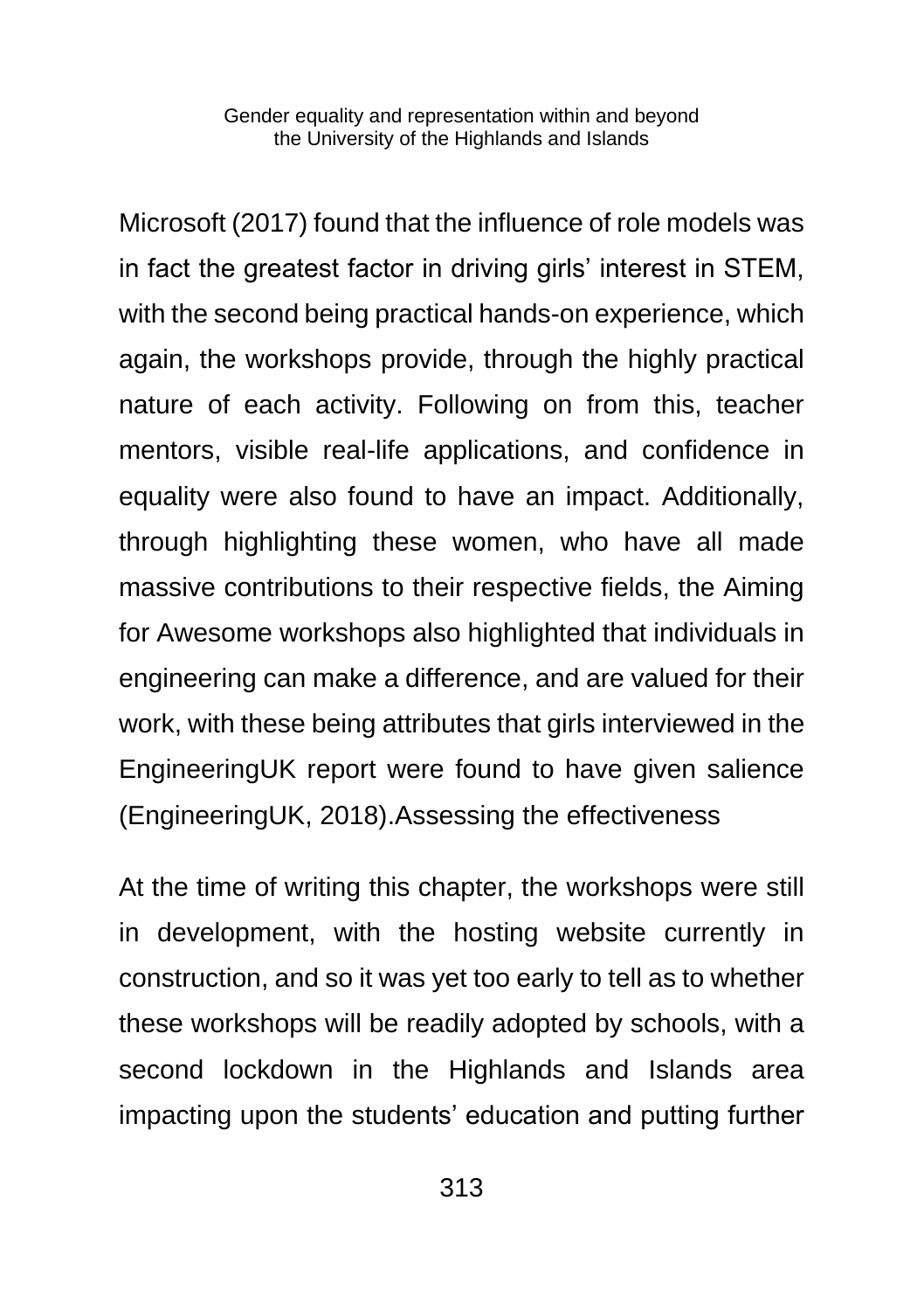Microsoft (2017) found that the influence of role models was in fact the greatest factor in driving girls' interest in STEM, with the second being practical hands-on experience, which again, the workshops provide, through the highly practical nature of each activity. Following on from this, teacher mentors, visible real-life applications, and confidence in equality were also found to have an impact. Additionally, through highlighting these women, who have all made massive contributions to their respective fields, the Aiming for Awesome workshops also highlighted that individuals in engineering can make a difference, and are valued for their work, with these being attributes that girls interviewed in the EngineeringUK report were found to have given salience (EngineeringUK, 2018).

## Assessing the effectiveness

At the time of writing this chapter, the workshops were still in development, with the hosting website currently in construction, and so it was yet too early to tell as to whether these workshops will be readily adopted by schools, with a second lockdown in the Highlands and Islands area impacting upon the students' education and putting further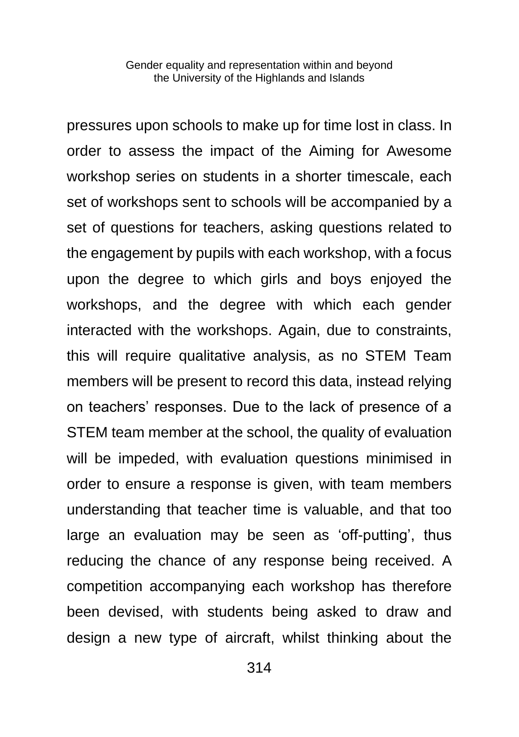pressures upon schools to make up for time lost in class. In order to assess the impact of the Aiming for Awesome workshop series on students in a shorter timescale, each set of workshops sent to schools will be accompanied by a set of questions for teachers, asking questions related to the engagement by pupils with each workshop, with a focus upon the degree to which girls and boys enjoyed the workshops, and the degree with which each gender interacted with the workshops. Again, due to constraints, this will require qualitative analysis, as no STEM Team members will be present to record this data, instead relying on teachers' responses. Due to the lack of presence of a STEM team member at the school, the quality of evaluation will be impeded, with evaluation questions minimised in order to ensure a response is given, with team members understanding that teacher time is valuable, and that too large an evaluation may be seen as 'off-putting', thus reducing the chance of any response being received. A competition accompanying each workshop has therefore been devised, with students being asked to draw and design a new type of aircraft, whilst thinking about the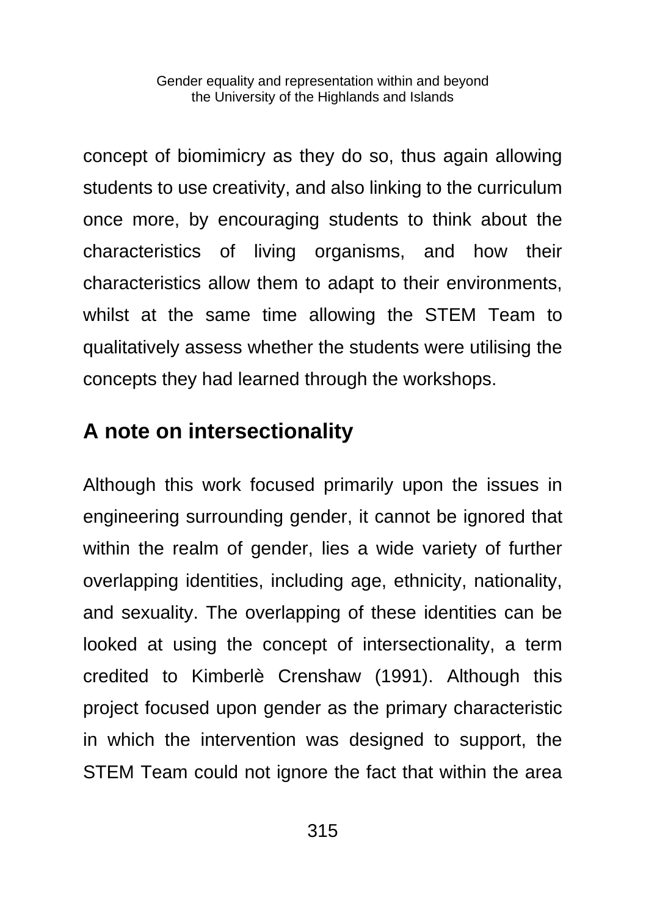concept of biomimicry as they do so, thus again allowing students to use creativity, and also linking to the curriculum once more, by encouraging students to think about the characteristics of living organisms, and how their characteristics allow them to adapt to their environments, whilst at the same time allowing the STEM Team to qualitatively assess whether the students were utilising the concepts they had learned through the workshops.

## A note on intersectionality

Although this work focused primarily upon the issues in engineering surrounding gender, it cannot be ignored that within the realm of gender, lies a wide variety of further overlapping identities, including age, ethnicity, nationality, and sexuality. The overlapping of these identities can be looked at using the concept of intersectionality, a term credited to Kimberlè Crenshaw (1991). Although this project focused upon gender as the primary characteristic in which the intervention was designed to support, the STEM Team could not ignore the fact that within the area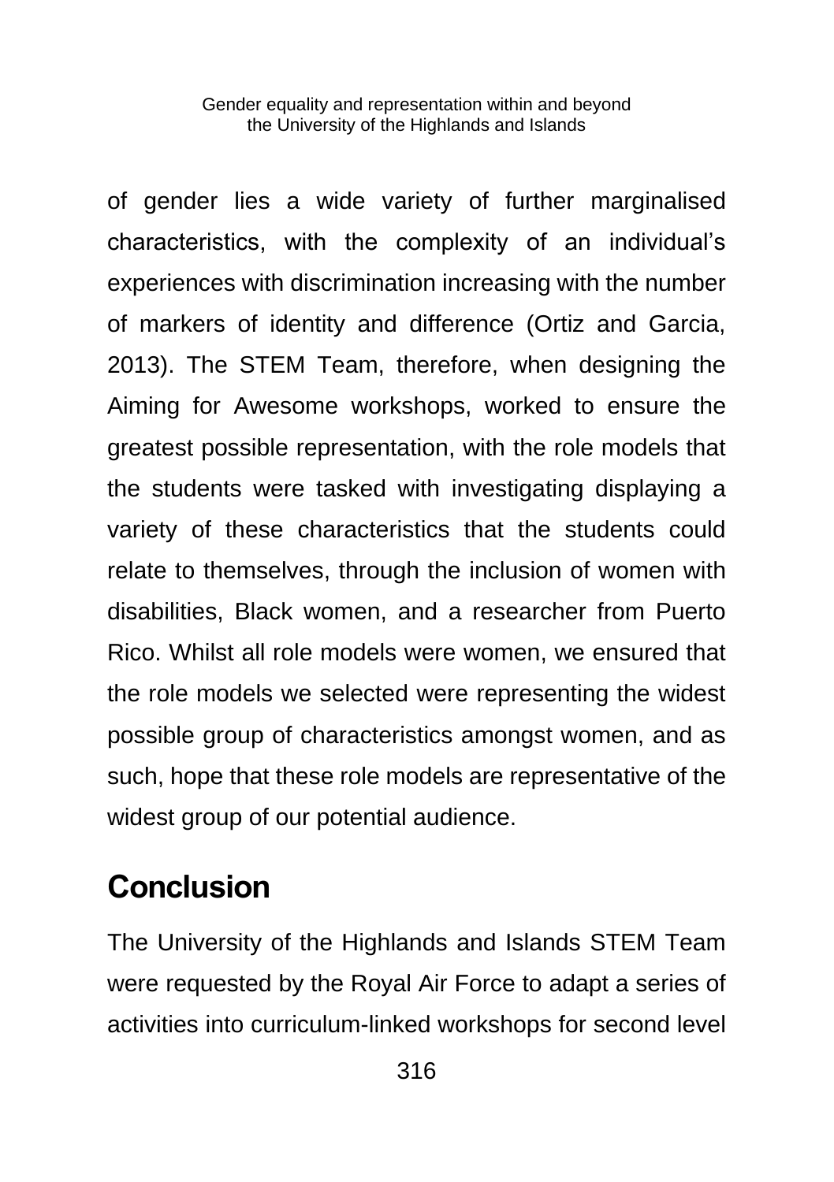of gender lies a wide variety of further marginalised characteristics, with the complexity of an individual's experiences with discrimination increasing with the number of markers of identity and difference (Ortiz and Garcia, 2013). The STEM Team, therefore, when designing the Aiming for Awesome workshops, worked to ensure the greatest possible representation, with the role models that the students were tasked with investigating displaying a variety of these characteristics that the students could relate to themselves, through the inclusion of women with disabilities, Black women, and a researcher from Puerto Rico. Whilst all role models were women, we ensured that the role models we selected were representing the widest possible group of characteristics amongst women, and as such, hope that these role models are representative of the widest group of our potential audience.

## Conclusion

The University of the Highlands and Islands STEM Team were requested by the Royal Air Force to adapt a series of activities into curriculum-linked workshops for second level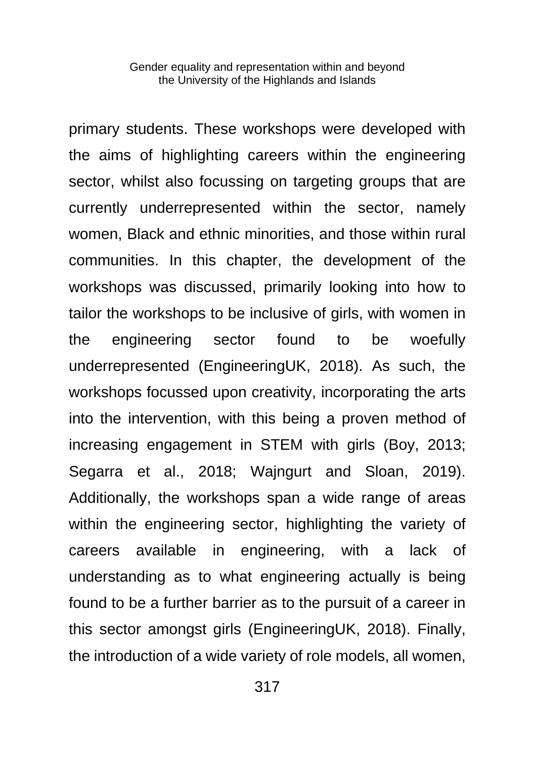primary students. These workshops were developed with the aims of highlighting careers within the engineering sector, whilst also focussing on targeting groups that are currently underrepresented within the sector, namely women, Black and ethnic minorities, and those within rural communities. In this chapter, the development of the workshops was discussed, primarily looking into how to tailor the workshops to be inclusive of girls, with women in the engineering sector found to be woefully underrepresented (EngineeringUK, 2018). As such, the workshops focussed upon creativity, incorporating the arts into the intervention, with this being a proven method of increasing engagement in STEM with girls (Boy, 2013; Segarra et al., 2018; Wajngurt and Sloan, 2019). Additionally, the workshops span a wide range of areas within the engineering sector, highlighting the variety of careers available in engineering, with a lack of understanding as to what engineering actually is being found to be a further barrier as to the pursuit of a career in this sector amongst girls (EngineeringUK, 2018). Finally, the introduction of a wide variety of role models, all women,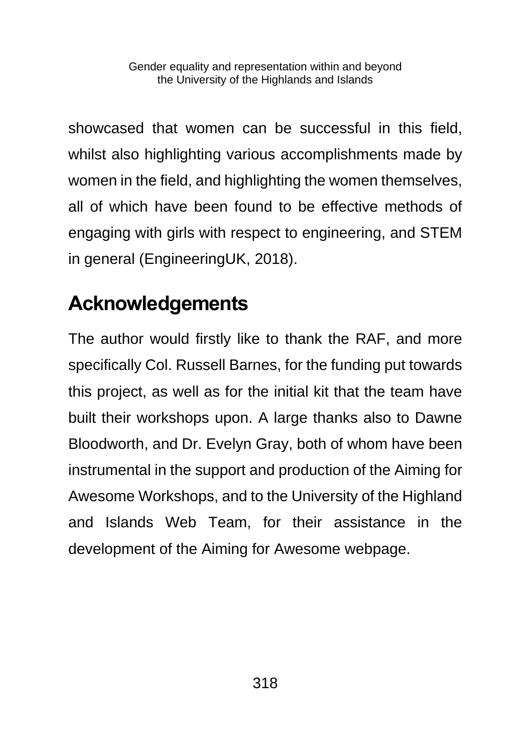showcased that women can be successful in this field, whilst also highlighting various accomplishments made by women in the field, and highlighting the women themselves, all of which have been found to be effective methods of engaging with girls with respect to engineering, and STEM in general (EngineeringUK, 2018).

## Acknowledgements

The author would firstly like to thank the RAF, and more specifically Col. Russell Barnes, for the funding put towards this project, as well as for the initial kit that the team have built their workshops upon. A large thanks also to Dawne Bloodworth, and Dr. Evelyn Gray, both of whom have been instrumental in the support and production of the Aiming for Awesome Workshops, and to the University of the Highland and Islands Web Team, for their assistance in the development of the Aiming for Awesome webpage.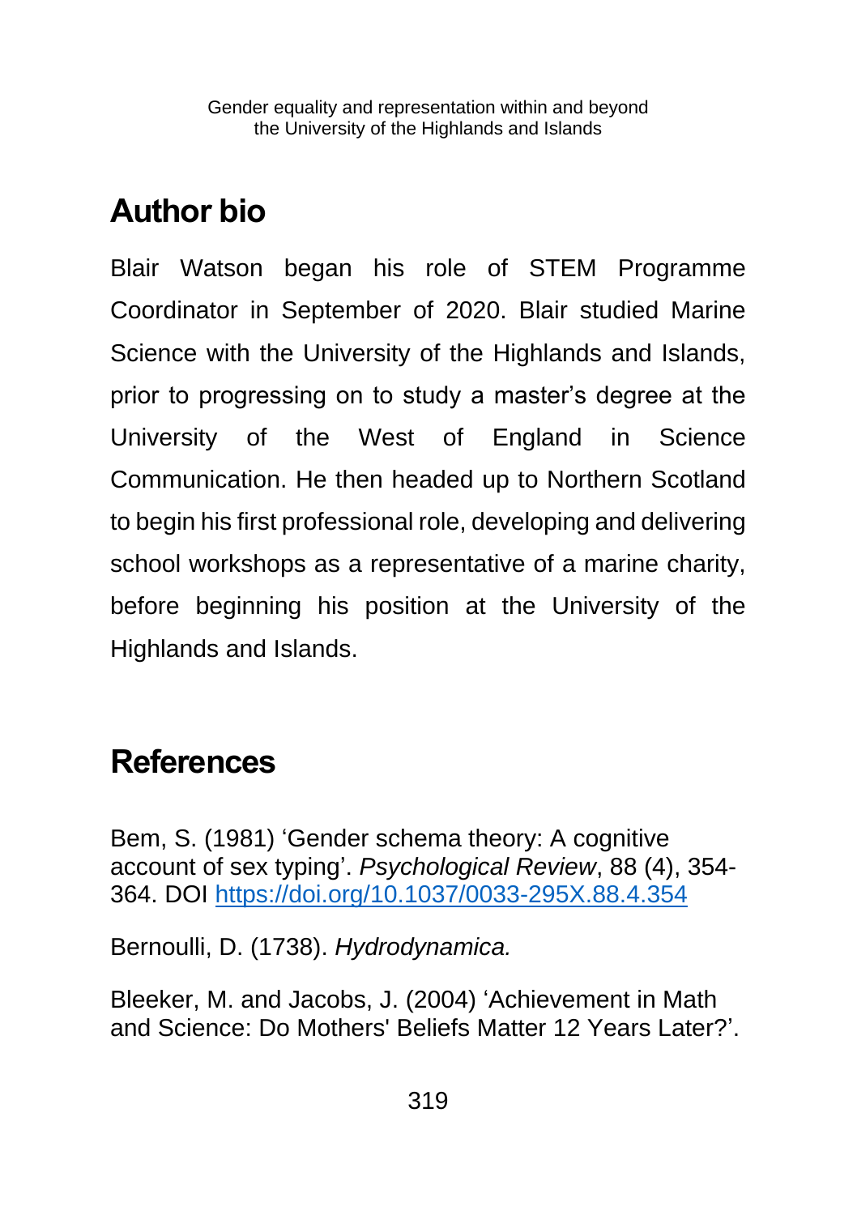## Author bio

Blair Watson began his role of STEM Programme Coordinator in September of 2020. Blair studied Marine Science with the University of the Highlands and Islands, prior to progressing on to study a master's degree at the University of the West of England in Science Communication. He then headed up to Northern Scotland to begin his first professional role, developing and delivering school workshops as a representative of a marine charity, before beginning his position at the University of the Highlands and Islands.

## References

Bem, S. (1981) 'Gender schema theory: A cognitive account of sex typing'. *Psychological Review*, 88 (4), 354-364. DOI https://doi.org/10.1037/0033-295X.88.4.354

Bernoulli, D. (1738). *Hydrodynamica.*

Bleeker, M. and Jacobs, J. (2004) 'Achievement in Math and Science: Do Mothers' Beliefs Matter 12 Years Later?'.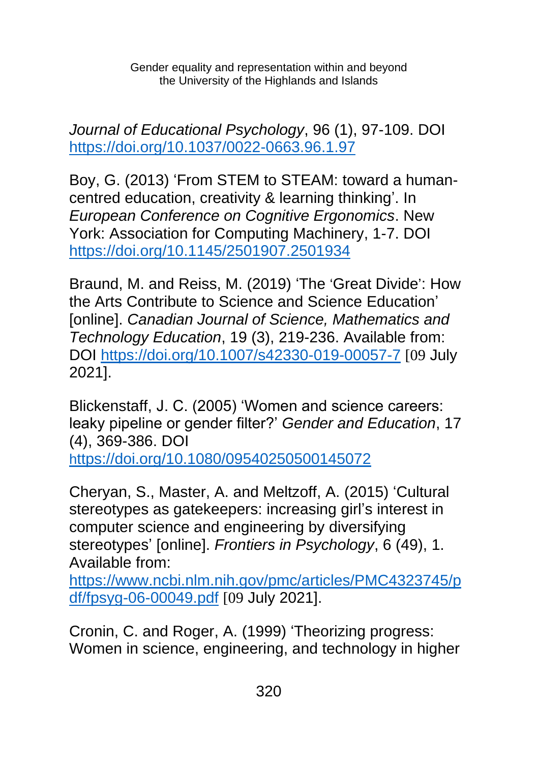*Journal of Educational Psychology*, 96 (1), 97-109. DOI https://doi.org/10.1037/0022-0663.96.1.97

Boy, G. (2013) 'From STEM to STEAM: toward a human-centred education, creativity & learning thinking'. In *European Conference on Cognitive Ergonomics*. New York: Association for Computing Machinery, 1-7. DOI https://doi.org/10.1145/2501907.2501934

Braund, M. and Reiss, M. (2019) 'The 'Great Divide': How the Arts Contribute to Science and Science Education' [online]. *Canadian Journal of Science, Mathematics and Technology Education*, 19 (3), 219-236. Available from: DOI https://doi.org/10.1007/s42330-019-00057-7 [09 July 2021].

Blickenstaff, J. C. (2005) 'Women and science careers: leaky pipeline or gender filter?' *Gender and Education*, 17 (4), 369-386. DOI https://doi.org/10.1080/09540250500145072

Cheryan, S., Master, A. and Meltzoff, A. (2015) 'Cultural stereotypes as gatekeepers: increasing girl's interest in computer science and engineering by diversifying stereotypes' [online]. *Frontiers in Psychology*, 6 (49), 1. Available from: https://www.ncbi.nlm.nih.gov/pmc/articles/PMC4323745/pdf/fpsyg-06-00049.pdf [09 July 2021].

Cronin, C. and Roger, A. (1999) 'Theorizing progress: Women in science, engineering, and technology in higher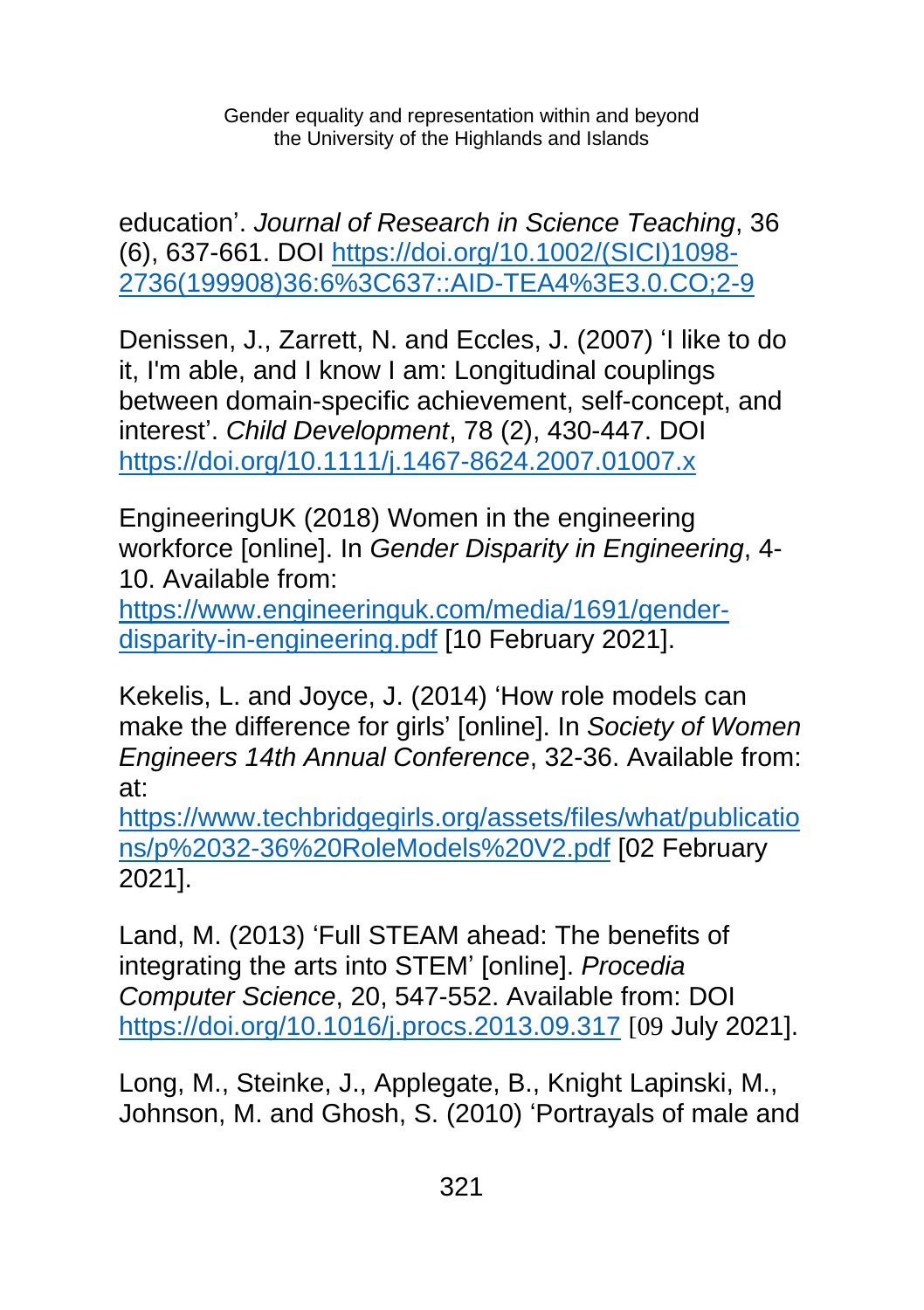education'. *Journal of Research in Science Teaching*, 36 (6), 637-661. DOI https://doi.org/10.1002/(SICI)1098-2736(199908)36:6%3C637::AID-TEA4%3E3.0.CO;2-9

Denissen, J., Zarrett, N. and Eccles, J. (2007) 'I like to do it, I'm able, and I know I am: Longitudinal couplings between domain-specific achievement, self-concept, and interest'. *Child Development*, 78 (2), 430-447. DOI https://doi.org/10.1111/j.1467-8624.2007.01007.x

EngineeringUK (2018) Women in the engineering workforce [online]. In *Gender Disparity in Engineering*, 4-10. Available from: https://www.engineeringuk.com/media/1691/gender-disparity-in-engineering.pdf [10 February 2021].

Kekelis, L. and Joyce, J. (2014) 'How role models can make the difference for girls' [online]. In *Society of Women Engineers 14th Annual Conference*, 32-36. Available from: at: https://www.techbridgegirls.org/assets/files/what/publications/p%2032-36%20RoleModels%20V2.pdf [02 February 2021].

Land, M. (2013) 'Full STEAM ahead: The benefits of integrating the arts into STEM' [online]. *Procedia Computer Science*, 20, 547-552. Available from: DOI https://doi.org/10.1016/j.procs.2013.09.317 [09 July 2021].

Long, M., Steinke, J., Applegate, B., Knight Lapinski, M., Johnson, M. and Ghosh, S. (2010) 'Portrayals of male and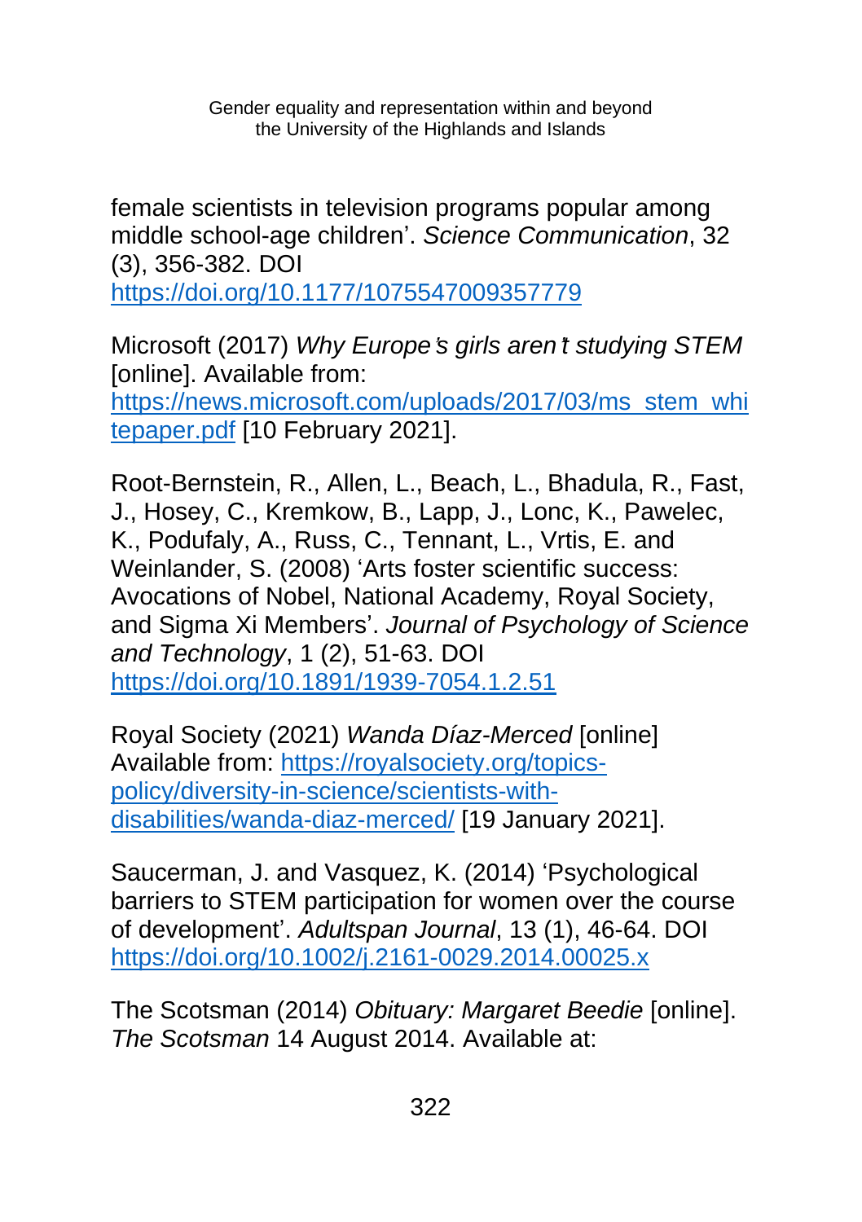female scientists in television programs popular among middle school-age children'. *Science Communication*, 32 (3), 356-382. DOI https://doi.org/10.1177/1075547009357779

Microsoft (2017) *Why Europe's girls aren't studying STEM* [online]. Available from: https://news.microsoft.com/uploads/2017/03/ms_stem_whitepaper.pdf [10 February 2021].

Root-Bernstein, R., Allen, L., Beach, L., Bhadula, R., Fast, J., Hosey, C., Kremkow, B., Lapp, J., Lonc, K., Pawelec, K., Podufaly, A., Russ, C., Tennant, L., Vrtis, E. and Weinlander, S. (2008) 'Arts foster scientific success: Avocations of Nobel, National Academy, Royal Society, and Sigma Xi Members'. *Journal of Psychology of Science and Technology*, 1 (2), 51-63. DOI https://doi.org/10.1891/1939-7054.1.2.51

Royal Society (2021) *Wanda Díaz-Merced* [online] Available from: https://royalsociety.org/topics-policy/diversity-in-science/scientists-with-disabilities/wanda-diaz-merced/ [19 January 2021].

Saucerman, J. and Vasquez, K. (2014) 'Psychological barriers to STEM participation for women over the course of development'. *Adultspan Journal*, 13 (1), 46-64. DOI https://doi.org/10.1002/j.2161-0029.2014.00025.x

The Scotsman (2014) *Obituary: Margaret Beedie* [online]. *The Scotsman* 14 August 2014. Available at: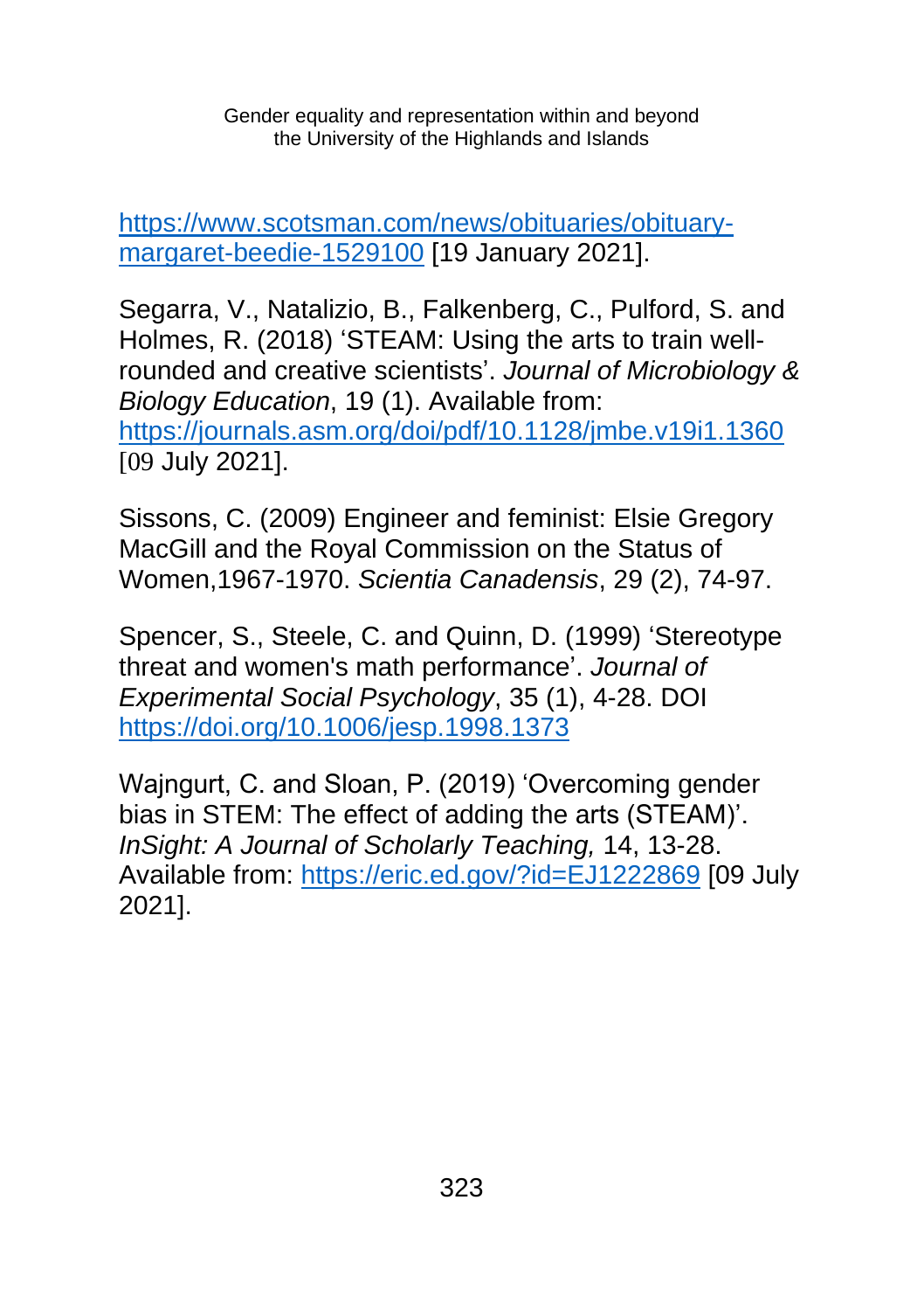https://www.scotsman.com/news/obituaries/obituary-margaret-beedie-1529100 [19 January 2021].

Segarra, V., Natalizio, B., Falkenberg, C., Pulford, S. and Holmes, R. (2018) 'STEAM: Using the arts to train well-rounded and creative scientists'. *Journal of Microbiology & Biology Education*, 19 (1). Available from: https://journals.asm.org/doi/pdf/10.1128/jmbe.v19i1.1360 [09 July 2021].

Sissons, C. (2009) Engineer and feminist: Elsie Gregory MacGill and the Royal Commission on the Status of Women,1967-1970. *Scientia Canadensis*, 29 (2), 74-97.

Spencer, S., Steele, C. and Quinn, D. (1999) 'Stereotype threat and women's math performance'. *Journal of Experimental Social Psychology*, 35 (1), 4-28. DOI https://doi.org/10.1006/jesp.1998.1373

Wajngurt, C. and Sloan, P. (2019) 'Overcoming gender bias in STEM: The effect of adding the arts (STEAM)'. *InSight: A Journal of Scholarly Teaching,* 14, 13-28. Available from: https://eric.ed.gov/?id=EJ1222869 [09 July 2021].